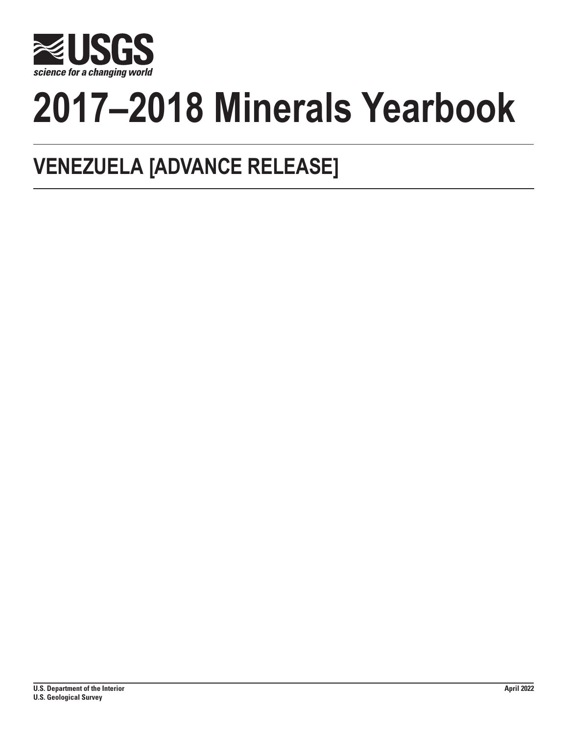USGS

science for a changing world

# 2017–2018 Minerals Yearbook

## VENEZUELA [ADVANCE RELEASE]

**U.S. Department of the Interior**
**U.S. Geological Survey**

**April 2022**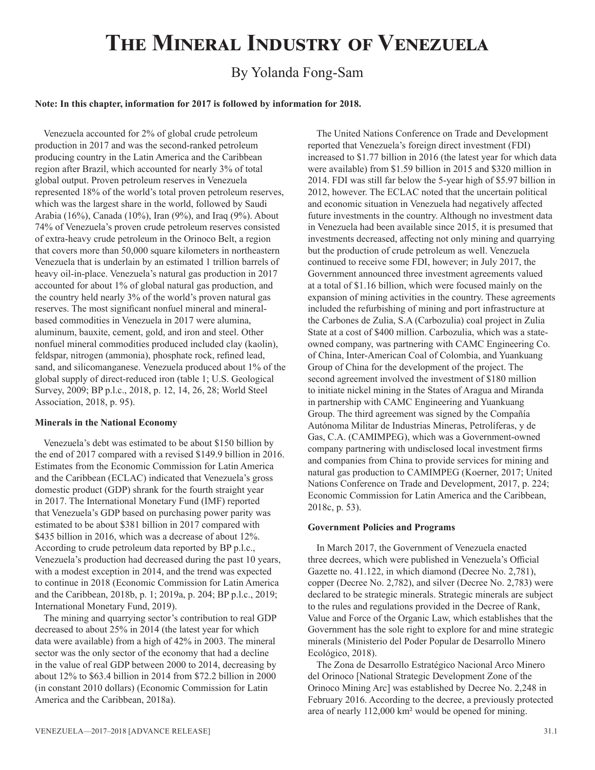# The Mineral Industry of Venezuela

By Yolanda Fong-Sam

**Note: In this chapter, information for 2017 is followed by information for 2018.**

Venezuela accounted for 2% of global crude petroleum production in 2017 and was the second-ranked petroleum producing country in the Latin America and the Caribbean region after Brazil, which accounted for nearly 3% of total global output. Proven petroleum reserves in Venezuela represented 18% of the world's total proven petroleum reserves, which was the largest share in the world, followed by Saudi Arabia (16%), Canada (10%), Iran (9%), and Iraq (9%). About 74% of Venezuela's proven crude petroleum reserves consisted of extra-heavy crude petroleum in the Orinoco Belt, a region that covers more than 50,000 square kilometers in northeastern Venezuela that is underlain by an estimated 1 trillion barrels of heavy oil-in-place. Venezuela's natural gas production in 2017 accounted for about 1% of global natural gas production, and the country held nearly 3% of the world's proven natural gas reserves. The most significant nonfuel mineral and mineral-based commodities in Venezuela in 2017 were alumina, aluminum, bauxite, cement, gold, and iron and steel. Other nonfuel mineral commodities produced included clay (kaolin), feldspar, nitrogen (ammonia), phosphate rock, refined lead, sand, and silicomanganese. Venezuela produced about 1% of the global supply of direct-reduced iron (table 1; U.S. Geological Survey, 2009; BP p.l.c., 2018, p. 12, 14, 26, 28; World Steel Association, 2018, p. 95).

### Minerals in the National Economy

Venezuela's debt was estimated to be about $150 billion by the end of 2017 compared with a revised $149.9 billion in 2016. Estimates from the Economic Commission for Latin America and the Caribbean (ECLAC) indicated that Venezuela's gross domestic product (GDP) shrank for the fourth straight year in 2017. The International Monetary Fund (IMF) reported that Venezuela's GDP based on purchasing power parity was estimated to be about $381 billion in 2017 compared with $435 billion in 2016, which was a decrease of about 12%. According to crude petroleum data reported by BP p.l.c., Venezuela's production had decreased during the past 10 years, with a modest exception in 2014, and the trend was expected to continue in 2018 (Economic Commission for Latin America and the Caribbean, 2018b, p. 1; 2019a, p. 204; BP p.l.c., 2019; International Monetary Fund, 2019).

The mining and quarrying sector's contribution to real GDP decreased to about 25% in 2014 (the latest year for which data were available) from a high of 42% in 2003. The mineral sector was the only sector of the economy that had a decline in the value of real GDP between 2000 to 2014, decreasing by about 12% to $63.4 billion in 2014 from $72.2 billion in 2000 (in constant 2010 dollars) (Economic Commission for Latin America and the Caribbean, 2018a).

The United Nations Conference on Trade and Development reported that Venezuela's foreign direct investment (FDI) increased to $1.77 billion in 2016 (the latest year for which data were available) from $1.59 billion in 2015 and $320 million in 2014. FDI was still far below the 5-year high of $5.97 billion in 2012, however. The ECLAC noted that the uncertain political and economic situation in Venezuela had negatively affected future investments in the country. Although no investment data in Venezuela had been available since 2015, it is presumed that investments decreased, affecting not only mining and quarrying but the production of crude petroleum as well. Venezuela continued to receive some FDI, however; in July 2017, the Government announced three investment agreements valued at a total of $1.16 billion, which were focused mainly on the expansion of mining activities in the country. These agreements included the refurbishing of mining and port infrastructure at the Carbones de Zulia, S.A (Carbozulia) coal project in Zulia State at a cost of $400 million. Carbozulia, which was a state-owned company, was partnering with CAMC Engineering Co. of China, Inter-American Coal of Colombia, and Yuankuang Group of China for the development of the project. The second agreement involved the investment of $180 million to initiate nickel mining in the States of Aragua and Miranda in partnership with CAMC Engineering and Yuankuang Group. The third agreement was signed by the Compañía Autónoma Militar de Industrias Mineras, Petrolíferas, y de Gas, C.A. (CAMIMPEG), which was a Government-owned company partnering with undisclosed local investment firms and companies from China to provide services for mining and natural gas production to CAMIMPEG (Koerner, 2017; United Nations Conference on Trade and Development, 2017, p. 224; Economic Commission for Latin America and the Caribbean, 2018c, p. 53).

### Government Policies and Programs

In March 2017, the Government of Venezuela enacted three decrees, which were published in Venezuela's Official Gazette no. 41.122, in which diamond (Decree No. 2,781), copper (Decree No. 2,782), and silver (Decree No. 2,783) were declared to be strategic minerals. Strategic minerals are subject to the rules and regulations provided in the Decree of Rank, Value and Force of the Organic Law, which establishes that the Government has the sole right to explore for and mine strategic minerals (Ministerio del Poder Popular de Desarrollo Minero Ecológico, 2018).

The Zona de Desarrollo Estratégico Nacional Arco Minero del Orinoco [National Strategic Development Zone of the Orinoco Mining Arc] was established by Decree No. 2,248 in February 2016. According to the decree, a previously protected area of nearly 112,000 km² would be opened for mining.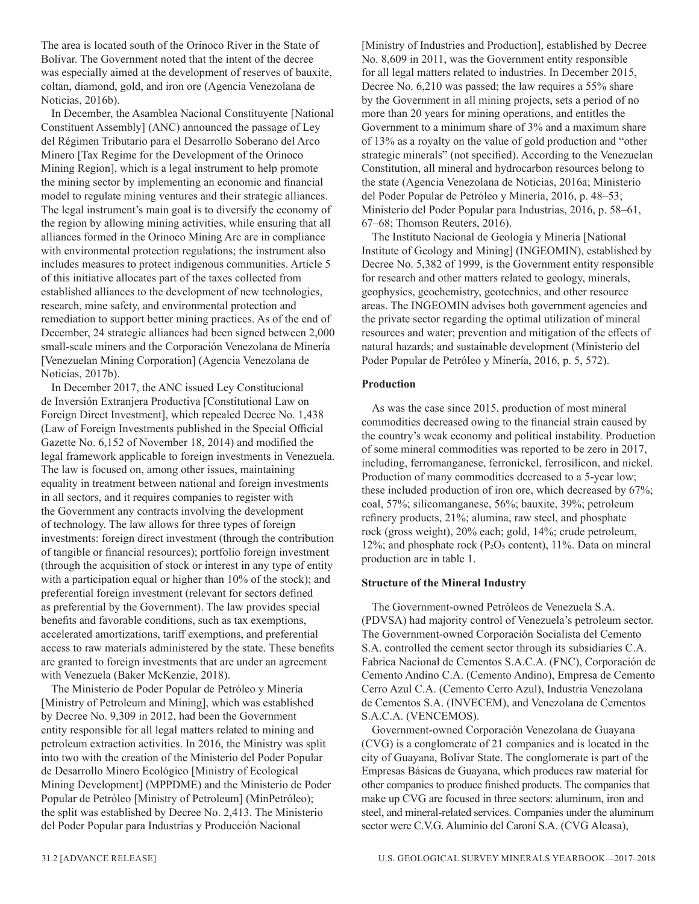The area is located south of the Orinoco River in the State of Bolivar. The Government noted that the intent of the decree was especially aimed at the development of reserves of bauxite, coltan, diamond, gold, and iron ore (Agencia Venezolana de Noticias, 2016b).

In December, the Asamblea Nacional Constituyente [National Constituent Assembly] (ANC) announced the passage of Ley del Régimen Tributario para el Desarrollo Soberano del Arco Minero [Tax Regime for the Development of the Orinoco Mining Region], which is a legal instrument to help promote the mining sector by implementing an economic and financial model to regulate mining ventures and their strategic alliances. The legal instrument's main goal is to diversify the economy of the region by allowing mining activities, while ensuring that all alliances formed in the Orinoco Mining Arc are in compliance with environmental protection regulations; the instrument also includes measures to protect indigenous communities. Article 5 of this initiative allocates part of the taxes collected from established alliances to the development of new technologies, research, mine safety, and environmental protection and remediation to support better mining practices. As of the end of December, 24 strategic alliances had been signed between 2,000 small-scale miners and the Corporación Venezolana de Minería [Venezuelan Mining Corporation] (Agencia Venezolana de Noticias, 2017b).

In December 2017, the ANC issued Ley Constitucional de Inversión Extranjera Productiva [Constitutional Law on Foreign Direct Investment], which repealed Decree No. 1,438 (Law of Foreign Investments published in the Special Official Gazette No. 6,152 of November 18, 2014) and modified the legal framework applicable to foreign investments in Venezuela. The law is focused on, among other issues, maintaining equality in treatment between national and foreign investments in all sectors, and it requires companies to register with the Government any contracts involving the development of technology. The law allows for three types of foreign investments: foreign direct investment (through the contribution of tangible or financial resources); portfolio foreign investment (through the acquisition of stock or interest in any type of entity with a participation equal or higher than 10% of the stock); and preferential foreign investment (relevant for sectors defined as preferential by the Government). The law provides special benefits and favorable conditions, such as tax exemptions, accelerated amortizations, tariff exemptions, and preferential access to raw materials administered by the state. These benefits are granted to foreign investments that are under an agreement with Venezuela (Baker McKenzie, 2018).

The Ministerio de Poder Popular de Petróleo y Minería [Ministry of Petroleum and Mining], which was established by Decree No. 9,309 in 2012, had been the Government entity responsible for all legal matters related to mining and petroleum extraction activities. In 2016, the Ministry was split into two with the creation of the Ministerio del Poder Popular de Desarrollo Minero Ecológico [Ministry of Ecological Mining Development] (MPPDME) and the Ministerio de Poder Popular de Petróleo [Ministry of Petroleum] (MinPetróleo); the split was established by Decree No. 2,413. The Ministerio del Poder Popular para Industrias y Producción Nacional [Ministry of Industries and Production], established by Decree No. 8,609 in 2011, was the Government entity responsible for all legal matters related to industries. In December 2015, Decree No. 6,210 was passed; the law requires a 55% share by the Government in all mining projects, sets a period of no more than 20 years for mining operations, and entitles the Government to a minimum share of 3% and a maximum share of 13% as a royalty on the value of gold production and "other strategic minerals" (not specified). According to the Venezuelan Constitution, all mineral and hydrocarbon resources belong to the state (Agencia Venezolana de Noticias, 2016a; Ministerio del Poder Popular de Petróleo y Minería, 2016, p. 48–53; Ministerio del Poder Popular para Industrias, 2016, p. 58–61, 67–68; Thomson Reuters, 2016).

The Instituto Nacional de Geología y Minería [National Institute of Geology and Mining] (INGEOMIN), established by Decree No. 5,382 of 1999, is the Government entity responsible for research and other matters related to geology, minerals, geophysics, geochemistry, geotechnics, and other resource areas. The INGEOMIN advises both government agencies and the private sector regarding the optimal utilization of mineral resources and water; prevention and mitigation of the effects of natural hazards; and sustainable development (Ministerio del Poder Popular de Petróleo y Minería, 2016, p. 5, 572).

## Production

As was the case since 2015, production of most mineral commodities decreased owing to the financial strain caused by the country's weak economy and political instability. Production of some mineral commodities was reported to be zero in 2017, including, ferromanganese, ferronickel, ferrosilicon, and nickel. Production of many commodities decreased to a 5-year low; these included production of iron ore, which decreased by 67%; coal, 57%; silicomanganese, 56%; bauxite, 39%; petroleum refinery products, 21%; alumina, raw steel, and phosphate rock (gross weight), 20% each; gold, 14%; crude petroleum, 12%; and phosphate rock ($P_2O_5$ content), 11%. Data on mineral production are in table 1.

## Structure of the Mineral Industry

The Government-owned Petróleos de Venezuela S.A. (PDVSA) had majority control of Venezuela's petroleum sector. The Government-owned Corporación Socialista del Cemento S.A. controlled the cement sector through its subsidiaries C.A. Fabrica Nacional de Cementos S.A.C.A. (FNC), Corporación de Cemento Andino C.A. (Cemento Andino), Empresa de Cemento Cerro Azul C.A. (Cemento Cerro Azul), Industria Venezolana de Cementos S.A. (INVECEM), and Venezolana de Cementos S.A.C.A. (VENCEMOS).

Government-owned Corporación Venezolana de Guayana (CVG) is a conglomerate of 21 companies and is located in the city of Guayana, Bolivar State. The conglomerate is part of the Empresas Básicas de Guayana, which produces raw material for other companies to produce finished products. The companies that make up CVG are focused in three sectors: aluminum, iron and steel, and mineral-related services. Companies under the aluminum sector were C.V.G. Aluminio del Caroní S.A. (CVG Alcasa),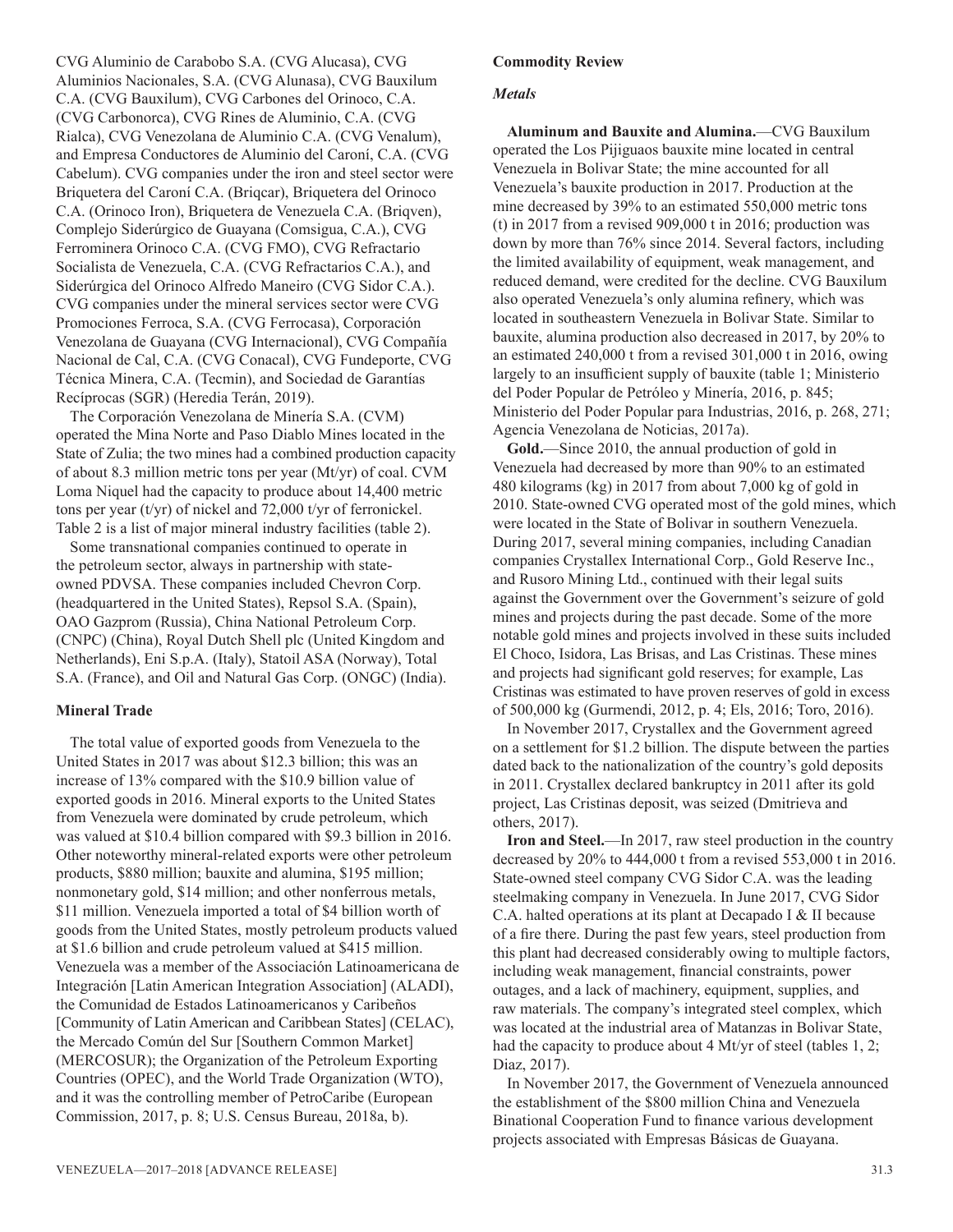CVG Aluminio de Carabobo S.A. (CVG Alucasa), CVG Aluminios Nacionales, S.A. (CVG Alunasa), CVG Bauxilum C.A. (CVG Bauxilum), CVG Carbones del Orinoco, C.A. (CVG Carbonorca), CVG Rines de Aluminio, C.A. (CVG Rialca), CVG Venezolana de Aluminio C.A. (CVG Venalum), and Empresa Conductores de Aluminio del Caroní, C.A. (CVG Cabelum). CVG companies under the iron and steel sector were Briquetera del Caroní C.A. (Briqcar), Briquetera del Orinoco C.A. (Orinoco Iron), Briquetera de Venezuela C.A. (Briqven), Complejo Siderúrgico de Guayana (Comsigua, C.A.), CVG Ferrominera Orinoco C.A. (CVG FMO), CVG Refractario Socialista de Venezuela, C.A. (CVG Refractarios C.A.), and Siderúrgica del Orinoco Alfredo Maneiro (CVG Sidor C.A.). CVG companies under the mineral services sector were CVG Promociones Ferroca, S.A. (CVG Ferrocasa), Corporación Venezolana de Guayana (CVG Internacional), CVG Compañía Nacional de Cal, C.A. (CVG Conacal), CVG Fundeporte, CVG Técnica Minera, C.A. (Tecmin), and Sociedad de Garantías Recíprocas (SGR) (Heredia Terán, 2019).

The Corporación Venezolana de Minería S.A. (CVM) operated the Mina Norte and Paso Diablo Mines located in the State of Zulia; the two mines had a combined production capacity of about 8.3 million metric tons per year (Mt/yr) of coal. CVM Loma Niquel had the capacity to produce about 14,400 metric tons per year (t/yr) of nickel and 72,000 t/yr of ferronickel. Table 2 is a list of major mineral industry facilities (table 2).

Some transnational companies continued to operate in the petroleum sector, always in partnership with state-owned PDVSA. These companies included Chevron Corp. (headquartered in the United States), Repsol S.A. (Spain), OAO Gazprom (Russia), China National Petroleum Corp. (CNPC) (China), Royal Dutch Shell plc (United Kingdom and Netherlands), Eni S.p.A. (Italy), Statoil ASA (Norway), Total S.A. (France), and Oil and Natural Gas Corp. (ONGC) (India).

## Mineral Trade

The total value of exported goods from Venezuela to the United States in 2017 was about $12.3 billion; this was an increase of 13% compared with the $10.9 billion value of exported goods in 2016. Mineral exports to the United States from Venezuela were dominated by crude petroleum, which was valued at $10.4 billion compared with $9.3 billion in 2016. Other noteworthy mineral-related exports were other petroleum products, $880 million; bauxite and alumina, $195 million; nonmonetary gold, $14 million; and other nonferrous metals, $11 million. Venezuela imported a total of $4 billion worth of goods from the United States, mostly petroleum products valued at $1.6 billion and crude petroleum valued at $415 million. Venezuela was a member of the Associación Latinoamericana de Integración [Latin American Integration Association] (ALADI), the Comunidad de Estados Latinoamericanos y Caribeños [Community of Latin American and Caribbean States] (CELAC), the Mercado Común del Sur [Southern Common Market] (MERCOSUR); the Organization of the Petroleum Exporting Countries (OPEC), and the World Trade Organization (WTO), and it was the controlling member of PetroCaribe (European Commission, 2017, p. 8; U.S. Census Bureau, 2018a, b).

## Commodity Review

### *Metals*

**Aluminum and Bauxite and Alumina.**—CVG Bauxilum operated the Los Pijiguaos bauxite mine located in central Venezuela in Bolivar State; the mine accounted for all Venezuela's bauxite production in 2017. Production at the mine decreased by 39% to an estimated 550,000 metric tons (t) in 2017 from a revised 909,000 t in 2016; production was down by more than 76% since 2014. Several factors, including the limited availability of equipment, weak management, and reduced demand, were credited for the decline. CVG Bauxilum also operated Venezuela's only alumina refinery, which was located in southeastern Venezuela in Bolivar State. Similar to bauxite, alumina production also decreased in 2017, by 20% to an estimated 240,000 t from a revised 301,000 t in 2016, owing largely to an insufficient supply of bauxite (table 1; Ministerio del Poder Popular de Petróleo y Minería, 2016, p. 845; Ministerio del Poder Popular para Industrias, 2016, p. 268, 271; Agencia Venezolana de Noticias, 2017a).

**Gold.**—Since 2010, the annual production of gold in Venezuela had decreased by more than 90% to an estimated 480 kilograms (kg) in 2017 from about 7,000 kg of gold in 2010. State-owned CVG operated most of the gold mines, which were located in the State of Bolivar in southern Venezuela. During 2017, several mining companies, including Canadian companies Crystallex International Corp., Gold Reserve Inc., and Rusoro Mining Ltd., continued with their legal suits against the Government over the Government's seizure of gold mines and projects during the past decade. Some of the more notable gold mines and projects involved in these suits included El Choco, Isidora, Las Brisas, and Las Cristinas. These mines and projects had significant gold reserves; for example, Las Cristinas was estimated to have proven reserves of gold in excess of 500,000 kg (Gurmendi, 2012, p. 4; Els, 2016; Toro, 2016).

In November 2017, Crystallex and the Government agreed on a settlement for $1.2 billion. The dispute between the parties dated back to the nationalization of the country's gold deposits in 2011. Crystallex declared bankruptcy in 2011 after its gold project, Las Cristinas deposit, was seized (Dmitrieva and others, 2017).

**Iron and Steel.**—In 2017, raw steel production in the country decreased by 20% to 444,000 t from a revised 553,000 t in 2016. State-owned steel company CVG Sidor C.A. was the leading steelmaking company in Venezuela. In June 2017, CVG Sidor C.A. halted operations at its plant at Decapado I & II because of a fire there. During the past few years, steel production from this plant had decreased considerably owing to multiple factors, including weak management, financial constraints, power outages, and a lack of machinery, equipment, supplies, and raw materials. The company's integrated steel complex, which was located at the industrial area of Matanzas in Bolivar State, had the capacity to produce about 4 Mt/yr of steel (tables 1, 2; Diaz, 2017).

In November 2017, the Government of Venezuela announced the establishment of the $800 million China and Venezuela Binational Cooperation Fund to finance various development projects associated with Empresas Básicas de Guayana.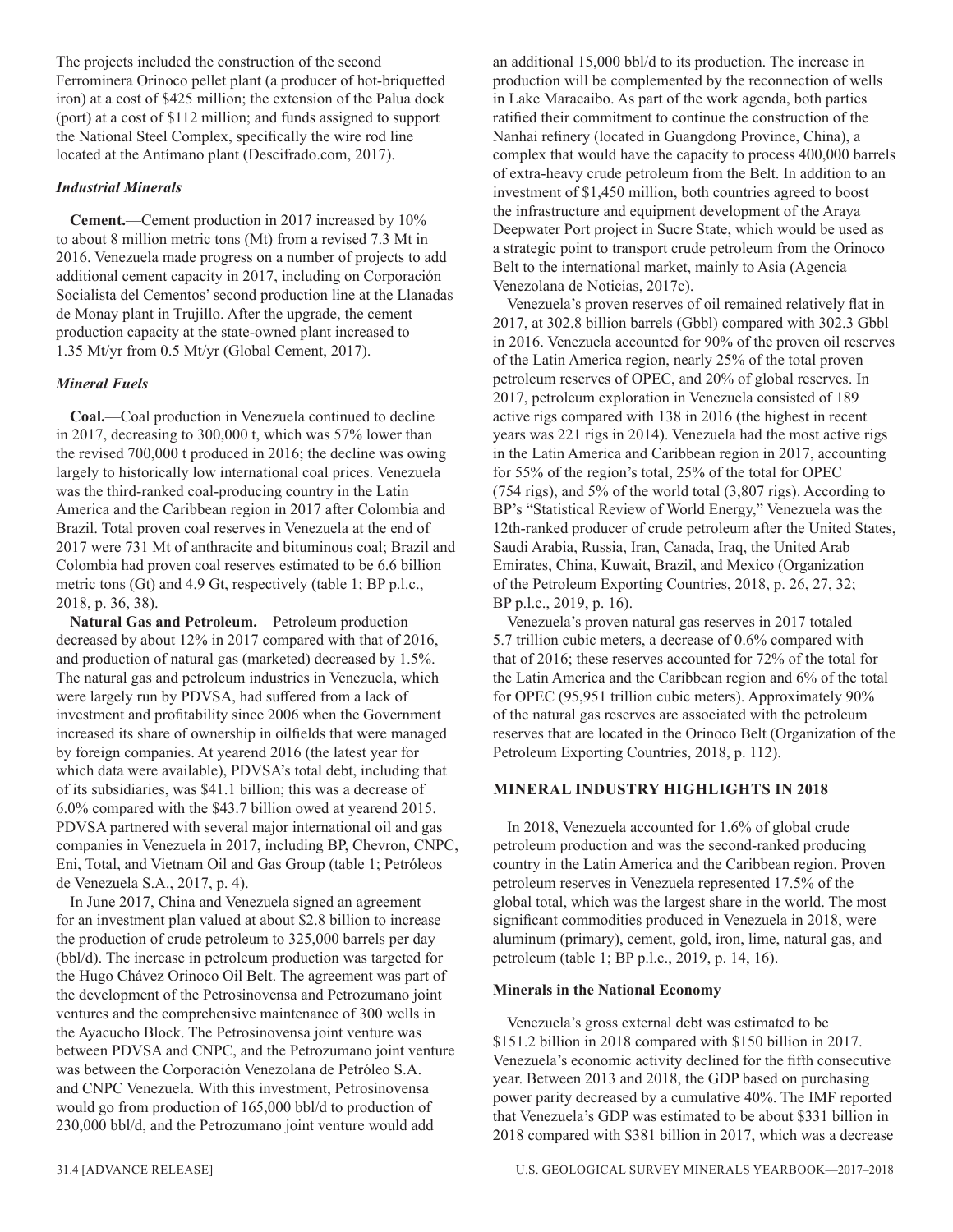The projects included the construction of the second Ferrominera Orinoco pellet plant (a producer of hot-briquetted iron) at a cost of $425 million; the extension of the Palua dock (port) at a cost of $112 million; and funds assigned to support the National Steel Complex, specifically the wire rod line located at the Antímano plant (Descifrado.com, 2017).

### *Industrial Minerals*

**Cement.**—Cement production in 2017 increased by 10% to about 8 million metric tons (Mt) from a revised 7.3 Mt in 2016. Venezuela made progress on a number of projects to add additional cement capacity in 2017, including on Corporación Socialista del Cementos' second production line at the Llanadas de Monay plant in Trujillo. After the upgrade, the cement production capacity at the state-owned plant increased to 1.35 Mt/yr from 0.5 Mt/yr (Global Cement, 2017).

### *Mineral Fuels*

**Coal.**—Coal production in Venezuela continued to decline in 2017, decreasing to 300,000 t, which was 57% lower than the revised 700,000 t produced in 2016; the decline was owing largely to historically low international coal prices. Venezuela was the third-ranked coal-producing country in the Latin America and the Caribbean region in 2017 after Colombia and Brazil. Total proven coal reserves in Venezuela at the end of 2017 were 731 Mt of anthracite and bituminous coal; Brazil and Colombia had proven coal reserves estimated to be 6.6 billion metric tons (Gt) and 4.9 Gt, respectively (table 1; BP p.l.c., 2018, p. 36, 38).

**Natural Gas and Petroleum.**—Petroleum production decreased by about 12% in 2017 compared with that of 2016, and production of natural gas (marketed) decreased by 1.5%. The natural gas and petroleum industries in Venezuela, which were largely run by PDVSA, had suffered from a lack of investment and profitability since 2006 when the Government increased its share of ownership in oilfields that were managed by foreign companies. At yearend 2016 (the latest year for which data were available), PDVSA's total debt, including that of its subsidiaries, was $41.1 billion; this was a decrease of 6.0% compared with the $43.7 billion owed at yearend 2015. PDVSA partnered with several major international oil and gas companies in Venezuela in 2017, including BP, Chevron, CNPC, Eni, Total, and Vietnam Oil and Gas Group (table 1; Petróleos de Venezuela S.A., 2017, p. 4).

In June 2017, China and Venezuela signed an agreement for an investment plan valued at about $2.8 billion to increase the production of crude petroleum to 325,000 barrels per day (bbl/d). The increase in petroleum production was targeted for the Hugo Chávez Orinoco Oil Belt. The agreement was part of the development of the Petrosinovensa and Petrozumano joint ventures and the comprehensive maintenance of 300 wells in the Ayacucho Block. The Petrosinovensa joint venture was between PDVSA and CNPC, and the Petrozumano joint venture was between the Corporación Venezolana de Petróleo S.A. and CNPC Venezuela. With this investment, Petrosinovensa would go from production of 165,000 bbl/d to production of 230,000 bbl/d, and the Petrozumano joint venture would add an additional 15,000 bbl/d to its production. The increase in production will be complemented by the reconnection of wells in Lake Maracaibo. As part of the work agenda, both parties ratified their commitment to continue the construction of the Nanhai refinery (located in Guangdong Province, China), a complex that would have the capacity to process 400,000 barrels of extra-heavy crude petroleum from the Belt. In addition to an investment of $1,450 million, both countries agreed to boost the infrastructure and equipment development of the Araya Deepwater Port project in Sucre State, which would be used as a strategic point to transport crude petroleum from the Orinoco Belt to the international market, mainly to Asia (Agencia Venezolana de Noticias, 2017c).

Venezuela's proven reserves of oil remained relatively flat in 2017, at 302.8 billion barrels (Gbbl) compared with 302.3 Gbbl in 2016. Venezuela accounted for 90% of the proven oil reserves of the Latin America region, nearly 25% of the total proven petroleum reserves of OPEC, and 20% of global reserves. In 2017, petroleum exploration in Venezuela consisted of 189 active rigs compared with 138 in 2016 (the highest in recent years was 221 rigs in 2014). Venezuela had the most active rigs in the Latin America and Caribbean region in 2017, accounting for 55% of the region's total, 25% of the total for OPEC (754 rigs), and 5% of the world total (3,807 rigs). According to BP's "Statistical Review of World Energy," Venezuela was the 12th-ranked producer of crude petroleum after the United States, Saudi Arabia, Russia, Iran, Canada, Iraq, the United Arab Emirates, China, Kuwait, Brazil, and Mexico (Organization of the Petroleum Exporting Countries, 2018, p. 26, 27, 32; BP p.l.c., 2019, p. 16).

Venezuela's proven natural gas reserves in 2017 totaled 5.7 trillion cubic meters, a decrease of 0.6% compared with that of 2016; these reserves accounted for 72% of the total for the Latin America and the Caribbean region and 6% of the total for OPEC (95,951 trillion cubic meters). Approximately 90% of the natural gas reserves are associated with the petroleum reserves that are located in the Orinoco Belt (Organization of the Petroleum Exporting Countries, 2018, p. 112).

## MINERAL INDUSTRY HIGHLIGHTS IN 2018

In 2018, Venezuela accounted for 1.6% of global crude petroleum production and was the second-ranked producing country in the Latin America and the Caribbean region. Proven petroleum reserves in Venezuela represented 17.5% of the global total, which was the largest share in the world. The most significant commodities produced in Venezuela in 2018, were aluminum (primary), cement, gold, iron, lime, natural gas, and petroleum (table 1; BP p.l.c., 2019, p. 14, 16).

### Minerals in the National Economy

Venezuela's gross external debt was estimated to be $151.2 billion in 2018 compared with $150 billion in 2017. Venezuela's economic activity declined for the fifth consecutive year. Between 2013 and 2018, the GDP based on purchasing power parity decreased by a cumulative 40%. The IMF reported that Venezuela's GDP was estimated to be about $331 billion in 2018 compared with $381 billion in 2017, which was a decrease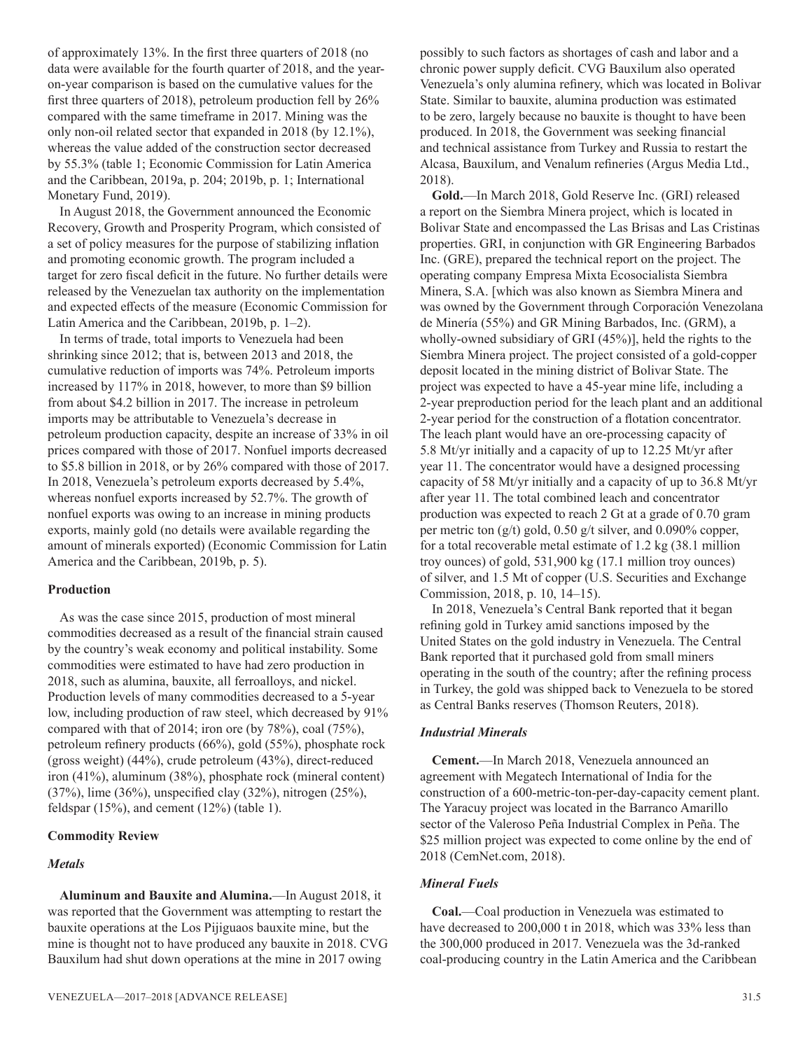of approximately 13%. In the first three quarters of 2018 (no data were available for the fourth quarter of 2018, and the year-on-year comparison is based on the cumulative values for the first three quarters of 2018), petroleum production fell by 26% compared with the same timeframe in 2017. Mining was the only non-oil related sector that expanded in 2018 (by 12.1%), whereas the value added of the construction sector decreased by 55.3% (table 1; Economic Commission for Latin America and the Caribbean, 2019a, p. 204; 2019b, p. 1; International Monetary Fund, 2019).

In August 2018, the Government announced the Economic Recovery, Growth and Prosperity Program, which consisted of a set of policy measures for the purpose of stabilizing inflation and promoting economic growth. The program included a target for zero fiscal deficit in the future. No further details were released by the Venezuelan tax authority on the implementation and expected effects of the measure (Economic Commission for Latin America and the Caribbean, 2019b, p. 1–2).

In terms of trade, total imports to Venezuela had been shrinking since 2012; that is, between 2013 and 2018, the cumulative reduction of imports was 74%. Petroleum imports increased by 117% in 2018, however, to more than \$9 billion from about \$4.2 billion in 2017. The increase in petroleum imports may be attributable to Venezuela's decrease in petroleum production capacity, despite an increase of 33% in oil prices compared with those of 2017. Nonfuel imports decreased to \$5.8 billion in 2018, or by 26% compared with those of 2017. In 2018, Venezuela's petroleum exports decreased by 5.4%, whereas nonfuel exports increased by 52.7%. The growth of nonfuel exports was owing to an increase in mining products exports, mainly gold (no details were available regarding the amount of minerals exported) (Economic Commission for Latin America and the Caribbean, 2019b, p. 5).

**Production**

As was the case since 2015, production of most mineral commodities decreased as a result of the financial strain caused by the country's weak economy and political instability. Some commodities were estimated to have had zero production in 2018, such as alumina, bauxite, all ferroalloys, and nickel. Production levels of many commodities decreased to a 5-year low, including production of raw steel, which decreased by 91% compared with that of 2014; iron ore (by 78%), coal (75%), petroleum refinery products (66%), gold (55%), phosphate rock (gross weight) (44%), crude petroleum (43%), direct-reduced iron (41%), aluminum (38%), phosphate rock (mineral content) (37%), lime (36%), unspecified clay (32%), nitrogen (25%), feldspar (15%), and cement (12%) (table 1).

**Commodity Review**

***Metals***

**Aluminum and Bauxite and Alumina.**—In August 2018, it was reported that the Government was attempting to restart the bauxite operations at the Los Pijiguaos bauxite mine, but the mine is thought not to have produced any bauxite in 2018. CVG Bauxilum had shut down operations at the mine in 2017 owing possibly to such factors as shortages of cash and labor and a chronic power supply deficit. CVG Bauxilum also operated Venezuela's only alumina refinery, which was located in Bolivar State. Similar to bauxite, alumina production was estimated to be zero, largely because no bauxite is thought to have been produced. In 2018, the Government was seeking financial and technical assistance from Turkey and Russia to restart the Alcasa, Bauxilum, and Venalum refineries (Argus Media Ltd., 2018).

**Gold.**—In March 2018, Gold Reserve Inc. (GRI) released a report on the Siembra Minera project, which is located in Bolivar State and encompassed the Las Brisas and Las Cristinas properties. GRI, in conjunction with GR Engineering Barbados Inc. (GRE), prepared the technical report on the project. The operating company Empresa Mixta Ecosocialista Siembra Minera, S.A. [which was also known as Siembra Minera and was owned by the Government through Corporación Venezolana de Minería (55%) and GR Mining Barbados, Inc. (GRM), a wholly-owned subsidiary of GRI (45%)], held the rights to the Siembra Minera project. The project consisted of a gold-copper deposit located in the mining district of Bolivar State. The project was expected to have a 45-year mine life, including a 2-year preproduction period for the leach plant and an additional 2-year period for the construction of a flotation concentrator. The leach plant would have an ore-processing capacity of 5.8 Mt/yr initially and a capacity of up to 12.25 Mt/yr after year 11. The concentrator would have a designed processing capacity of 58 Mt/yr initially and a capacity of up to 36.8 Mt/yr after year 11. The total combined leach and concentrator production was expected to reach 2 Gt at a grade of 0.70 gram per metric ton (g/t) gold, 0.50 g/t silver, and 0.090% copper, for a total recoverable metal estimate of 1.2 kg (38.1 million troy ounces) of gold, 531,900 kg (17.1 million troy ounces) of silver, and 1.5 Mt of copper (U.S. Securities and Exchange Commission, 2018, p. 10, 14–15).

In 2018, Venezuela's Central Bank reported that it began refining gold in Turkey amid sanctions imposed by the United States on the gold industry in Venezuela. The Central Bank reported that it purchased gold from small miners operating in the south of the country; after the refining process in Turkey, the gold was shipped back to Venezuela to be stored as Central Banks reserves (Thomson Reuters, 2018).

***Industrial Minerals***

**Cement.**—In March 2018, Venezuela announced an agreement with Megatech International of India for the construction of a 600-metric-ton-per-day-capacity cement plant. The Yaracuy project was located in the Barranco Amarillo sector of the Valeroso Peña Industrial Complex in Peña. The \$25 million project was expected to come online by the end of 2018 (CemNet.com, 2018).

***Mineral Fuels***

**Coal.**—Coal production in Venezuela was estimated to have decreased to 200,000 t in 2018, which was 33% less than the 300,000 produced in 2017. Venezuela was the 3d-ranked coal-producing country in the Latin America and the Caribbean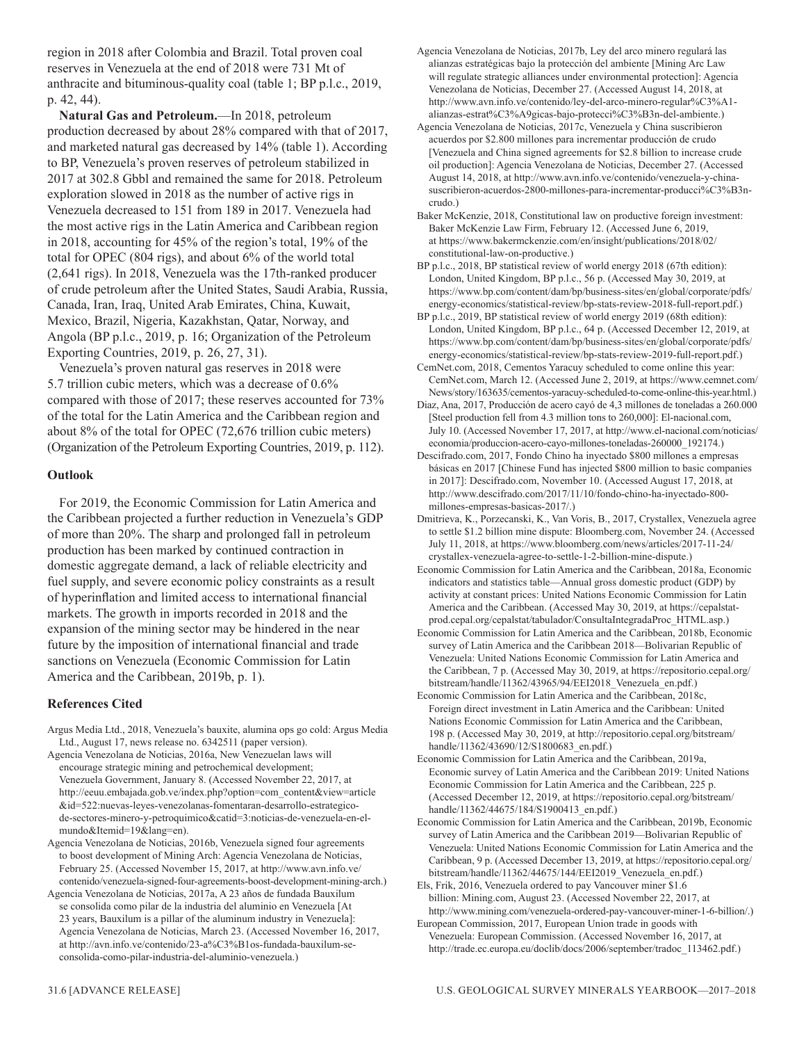region in 2018 after Colombia and Brazil. Total proven coal reserves in Venezuela at the end of 2018 were 731 Mt of anthracite and bituminous-quality coal (table 1; BP p.l.c., 2019, p. 42, 44).

**Natural Gas and Petroleum.**—In 2018, petroleum production decreased by about 28% compared with that of 2017, and marketed natural gas decreased by 14% (table 1). According to BP, Venezuela's proven reserves of petroleum stabilized in 2017 at 302.8 Gbbl and remained the same for 2018. Petroleum exploration slowed in 2018 as the number of active rigs in Venezuela decreased to 151 from 189 in 2017. Venezuela had the most active rigs in the Latin America and Caribbean region in 2018, accounting for 45% of the region's total, 19% of the total for OPEC (804 rigs), and about 6% of the world total (2,641 rigs). In 2018, Venezuela was the 17th-ranked producer of crude petroleum after the United States, Saudi Arabia, Russia, Canada, Iran, Iraq, United Arab Emirates, China, Kuwait, Mexico, Brazil, Nigeria, Kazakhstan, Qatar, Norway, and Angola (BP p.l.c., 2019, p. 16; Organization of the Petroleum Exporting Countries, 2019, p. 26, 27, 31).

Venezuela's proven natural gas reserves in 2018 were 5.7 trillion cubic meters, which was a decrease of 0.6% compared with those of 2017; these reserves accounted for 73% of the total for the Latin America and the Caribbean region and about 8% of the total for OPEC (72,676 trillion cubic meters) (Organization of the Petroleum Exporting Countries, 2019, p. 112).

## Outlook

For 2019, the Economic Commission for Latin America and the Caribbean projected a further reduction in Venezuela's GDP of more than 20%. The sharp and prolonged fall in petroleum production has been marked by continued contraction in domestic aggregate demand, a lack of reliable electricity and fuel supply, and severe economic policy constraints as a result of hyperinflation and limited access to international financial markets. The growth in imports recorded in 2018 and the expansion of the mining sector may be hindered in the near future by the imposition of international financial and trade sanctions on Venezuela (Economic Commission for Latin America and the Caribbean, 2019b, p. 1).

## References Cited

Argus Media Ltd., 2018, Venezuela's bauxite, alumina ops go cold: Argus Media Ltd., August 17, news release no. 6342511 (paper version).

Agencia Venezolana de Noticias, 2016a, New Venezuelan laws will encourage strategic mining and petrochemical development; Venezuela Government, January 8. (Accessed November 22, 2017, at http://eeuu.embajada.gob.ve/index.php?option=com_content&view=article&id=522:nuevas-leyes-venezolanas-fomentaran-desarrollo-estrategico-de-sectores-minero-y-petroquimico&catid=3:noticias-de-venezuela-en-el-mundo&Itemid=19&lang=en).

Agencia Venezolana de Noticias, 2016b, Venezuela signed four agreements to boost development of Mining Arch: Agencia Venezolana de Noticias, February 25. (Accessed November 15, 2017, at http://www.avn.info.ve/contenido/venezuela-signed-four-agreements-boost-development-mining-arch.)

Agencia Venezolana de Noticias, 2017a, A 23 años de fundada Bauxilum se consolida como pilar de la industria del aluminio en Venezuela [At 23 years, Bauxilum is a pillar of the aluminum industry in Venezuela]: Agencia Venezolana de Noticias, March 23. (Accessed November 16, 2017, at http://avn.info.ve/contenido/23-a%C3%B1os-fundada-bauxilum-se-consolida-como-pilar-industria-del-aluminio-venezuela.)

Agencia Venezolana de Noticias, 2017b, Ley del arco minero regulará las alianzas estratégicas bajo la protección del ambiente [Mining Arc Law will regulate strategic alliances under environmental protection]: Agencia Venezolana de Noticias, December 27. (Accessed August 14, 2018, at http://www.avn.info.ve/contenido/ley-del-arco-minero-regular%C3%A1-alianzas-estrat%C3%A9gicas-bajo-protecci%C3%B3n-del-ambiente.)

Agencia Venezolana de Noticias, 2017c, Venezuela y China suscribieron acuerdos por $2.800 millones para incrementar producción de crudo [Venezuela and China signed agreements for $2.8 billion to increase crude oil production]: Agencia Venezolana de Noticias, December 27. (Accessed August 14, 2018, at http://www.avn.info.ve/contenido/venezuela-y-china-suscribieron-acuerdos-2800-millones-para-incrementar-producci%C3%B3n-crudo.)

Baker McKenzie, 2018, Constitutional law on productive foreign investment: Baker McKenzie Law Firm, February 12. (Accessed June 6, 2019, at https://www.bakermckenzie.com/en/insight/publications/2018/02/constitutional-law-on-productive.)

BP p.l.c., 2018, BP statistical review of world energy 2018 (67th edition): London, United Kingdom, BP p.l.c., 56 p. (Accessed May 30, 2019, at https://www.bp.com/content/dam/bp/business-sites/en/global/corporate/pdfs/energy-economics/statistical-review/bp-stats-review-2018-full-report.pdf.)

BP p.l.c., 2019, BP statistical review of world energy 2019 (68th edition): London, United Kingdom, BP p.l.c., 64 p. (Accessed December 12, 2019, at https://www.bp.com/content/dam/bp/business-sites/en/global/corporate/pdfs/energy-economics/statistical-review/bp-stats-review-2019-full-report.pdf.)

CemNet.com, 2018, Cementos Yaracuy scheduled to come online this year: CemNet.com, March 12. (Accessed June 2, 2019, at https://www.cemnet.com/News/story/163635/cementos-yaracuy-scheduled-to-come-online-this-year.html.)

Diaz, Ana, 2017, Producción de acero cayó de 4,3 millones de toneladas a 260.000 [Steel production fell from 4.3 million tons to 260,000]: El-nacional.com, July 10. (Accessed November 17, 2017, at http://www.el-nacional.com/noticias/economia/produccion-acero-cayo-millones-toneladas-260000_192174.)

Descifrado.com, 2017, Fondo Chino ha inyectado $800 millones a empresas básicas en 2017 [Chinese Fund has injected $800 million to basic companies in 2017]: Descifrado.com, November 10. (Accessed August 17, 2018, at http://www.descifrado.com/2017/11/10/fondo-chino-ha-inyectado-800-millones-empresas-basicas-2017/.)

Dmitrieva, K., Porzecanski, K., Van Voris, B., 2017, Crystallex, Venezuela agree to settle $1.2 billion mine dispute: Bloomberg.com, November 24. (Accessed July 11, 2018, at https://www.bloomberg.com/news/articles/2017-11-24/crystallex-venezuela-agree-to-settle-1-2-billion-mine-dispute.)

Economic Commission for Latin America and the Caribbean, 2018a, Economic indicators and statistics table—Annual gross domestic product (GDP) by activity at constant prices: United Nations Economic Commission for Latin America and the Caribbean. (Accessed May 30, 2019, at https://cepalstat-prod.cepal.org/cepalstat/tabulador/ConsultaIntegradaProc_HTML.asp.)

Economic Commission for Latin America and the Caribbean, 2018b, Economic survey of Latin America and the Caribbean 2018—Bolivarian Republic of Venezuela: United Nations Economic Commission for Latin America and the Caribbean, 7 p. (Accessed May 30, 2019, at https://repositorio.cepal.org/bitstream/handle/11362/43965/94/EEI2018_Venezuela_en.pdf.)

Economic Commission for Latin America and the Caribbean, 2018c, Foreign direct investment in Latin America and the Caribbean: United Nations Economic Commission for Latin America and the Caribbean, 198 p. (Accessed May 30, 2019, at http://repositorio.cepal.org/bitstream/handle/11362/43690/12/S1800683_en.pdf.)

Economic Commission for Latin America and the Caribbean, 2019a, Economic survey of Latin America and the Caribbean 2019: United Nations Economic Commission for Latin America and the Caribbean, 225 p. (Accessed December 12, 2019, at https://repositorio.cepal.org/bitstream/handle/11362/44675/184/S1900413_en.pdf.)

Economic Commission for Latin America and the Caribbean, 2019b, Economic survey of Latin America and the Caribbean 2019—Bolivarian Republic of Venezuela: United Nations Economic Commission for Latin America and the Caribbean, 9 p. (Accessed December 13, 2019, at https://repositorio.cepal.org/bitstream/handle/11362/44675/144/EEI2019_Venezuela_en.pdf.)

Els, Frik, 2016, Venezuela ordered to pay Vancouver miner $1.6 billion: Mining.com, August 23. (Accessed November 22, 2017, at http://www.mining.com/venezuela-ordered-pay-vancouver-miner-1-6-billion/.)

European Commission, 2017, European Union trade in goods with Venezuela: European Commission. (Accessed November 16, 2017, at http://trade.ec.europa.eu/doclib/docs/2006/september/tradoc_113462.pdf.)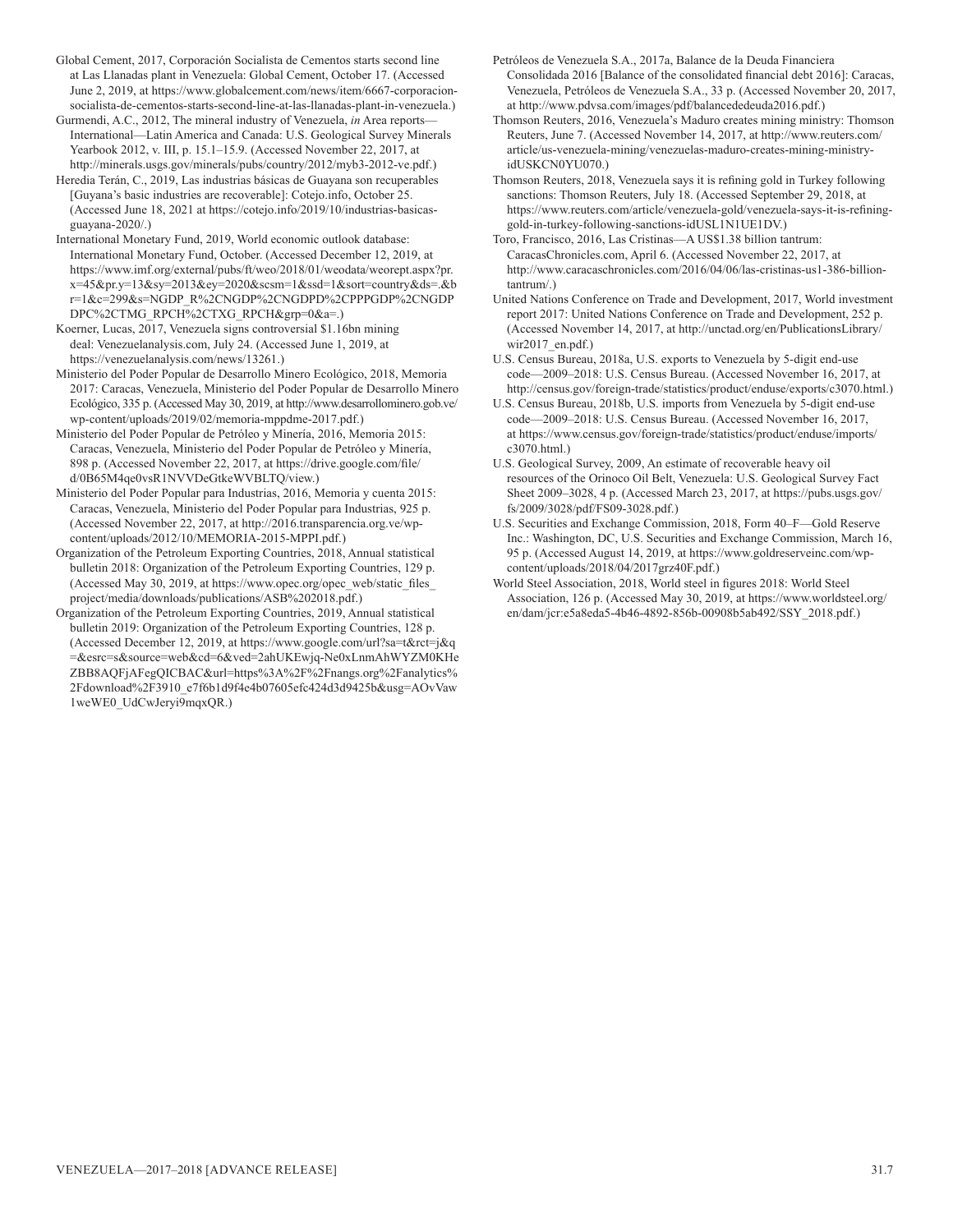Global Cement, 2017, Corporación Socialista de Cementos starts second line at Las Llanadas plant in Venezuela: Global Cement, October 17. (Accessed June 2, 2019, at https://www.globalcement.com/news/item/6667-corporacion-socialista-de-cementos-starts-second-line-at-las-llanadas-plant-in-venezuela.)

Gurmendi, A.C., 2012, The mineral industry of Venezuela, *in* Area reports—International—Latin America and Canada: U.S. Geological Survey Minerals Yearbook 2012, v. III, p. 15.1–15.9. (Accessed November 22, 2017, at http://minerals.usgs.gov/minerals/pubs/country/2012/myb3-2012-ve.pdf.)

Heredia Terán, C., 2019, Las industrias básicas de Guayana son recuperables [Guyana's basic industries are recoverable]: Cotejo.info, October 25. (Accessed June 18, 2021 at https://cotejo.info/2019/10/industrias-basicas-guayana-2020/.)

International Monetary Fund, 2019, World economic outlook database: International Monetary Fund, October. (Accessed December 12, 2019, at https://www.imf.org/external/pubs/ft/weo/2018/01/weodata/weorept.aspx?pr.x=45&pr.y=13&sy=2013&ey=2020&scsm=1&ssd=1&sort=country&ds=.&br=1&c=299&s=NGDP_R%2CNGDP%2CNGDPD%2CPPPGDP%2CNGDPDPC%2CTMG_RPCH%2CTXG_RPCH&grp=0&a=.)

Koerner, Lucas, 2017, Venezuela signs controversial $1.16bn mining deal: Venezuelanalysis.com, July 24. (Accessed June 1, 2019, at https://venezuelanalysis.com/news/13261.)

Ministerio del Poder Popular de Desarrollo Minero Ecológico, 2018, Memoria 2017: Caracas, Venezuela, Ministerio del Poder Popular de Desarrollo Minero Ecológico, 335 p. (Accessed May 30, 2019, at http://www.desarrollominero.gob.ve/wp-content/uploads/2019/02/memoria-mppdme-2017.pdf.)

Ministerio del Poder Popular de Petróleo y Minería, 2016, Memoria 2015: Caracas, Venezuela, Ministerio del Poder Popular de Petróleo y Minería, 898 p. (Accessed November 22, 2017, at https://drive.google.com/file/d/0B65M4qe0vsR1NVVDeGtkeWVBLTQ/view.)

Ministerio del Poder Popular para Industrias, 2016, Memoria y cuenta 2015: Caracas, Venezuela, Ministerio del Poder Popular para Industrias, 925 p. (Accessed November 22, 2017, at http://2016.transparencia.org.ve/wp-content/uploads/2012/10/MEMORIA-2015-MPPI.pdf.)

Organization of the Petroleum Exporting Countries, 2018, Annual statistical bulletin 2018: Organization of the Petroleum Exporting Countries, 129 p. (Accessed May 30, 2019, at https://www.opec.org/opec_web/static_files_project/media/downloads/publications/ASB%202018.pdf.)

Organization of the Petroleum Exporting Countries, 2019, Annual statistical bulletin 2019: Organization of the Petroleum Exporting Countries, 128 p. (Accessed December 12, 2019, at https://www.google.com/url?sa=t&rct=j&q=&esrc=s&source=web&cd=6&ved=2ahUKEwjq-Ne0xLnmAhWYZM0KHeZBB8AQFjAFegQICBAC&url=https%3A%2F%2Fnangs.org%2Fanalytics%2Fdownload%2F3910_e7f6b1d9f4e4b07605efc424d3d9425b&usg=AOvVaw1weWE0_UdCwJeryi9mqxQR.)

Petróleos de Venezuela S.A., 2017a, Balance de la Deuda Financiera Consolidada 2016 [Balance of the consolidated financial debt 2016]: Caracas, Venezuela, Petróleos de Venezuela S.A., 33 p. (Accessed November 20, 2017, at http://www.pdvsa.com/images/pdf/balancededeuda2016.pdf.)

Thomson Reuters, 2016, Venezuela's Maduro creates mining ministry: Thomson Reuters, June 7. (Accessed November 14, 2017, at http://www.reuters.com/article/us-venezuela-mining/venezuelas-maduro-creates-mining-ministry-idUSKCN0YU070.)

Thomson Reuters, 2018, Venezuela says it is refining gold in Turkey following sanctions: Thomson Reuters, July 18. (Accessed September 29, 2018, at https://www.reuters.com/article/venezuela-gold/venezuela-says-it-is-refining-gold-in-turkey-following-sanctions-idUSL1N1UE1DV.)

Toro, Francisco, 2016, Las Cristinas—A US$1.38 billion tantrum: CaracasChronicles.com, April 6. (Accessed November 22, 2017, at http://www.caracaschronicles.com/2016/04/06/las-cristinas-us1-386-billion-tantrum/.)

United Nations Conference on Trade and Development, 2017, World investment report 2017: United Nations Conference on Trade and Development, 252 p. (Accessed November 14, 2017, at http://unctad.org/en/PublicationsLibrary/wir2017_en.pdf.)

U.S. Census Bureau, 2018a, U.S. exports to Venezuela by 5-digit end-use code—2009–2018: U.S. Census Bureau. (Accessed November 16, 2017, at http://census.gov/foreign-trade/statistics/product/enduse/exports/c3070.html.)

U.S. Census Bureau, 2018b, U.S. imports from Venezuela by 5-digit end-use code—2009–2018: U.S. Census Bureau. (Accessed November 16, 2017, at https://www.census.gov/foreign-trade/statistics/product/enduse/imports/c3070.html.)

U.S. Geological Survey, 2009, An estimate of recoverable heavy oil resources of the Orinoco Oil Belt, Venezuela: U.S. Geological Survey Fact Sheet 2009–3028, 4 p. (Accessed March 23, 2017, at https://pubs.usgs.gov/fs/2009/3028/pdf/FS09-3028.pdf.)

U.S. Securities and Exchange Commission, 2018, Form 40–F—Gold Reserve Inc.: Washington, DC, U.S. Securities and Exchange Commission, March 16, 95 p. (Accessed August 14, 2019, at https://www.goldreserveinc.com/wp-content/uploads/2018/04/2017grz40F.pdf.)

World Steel Association, 2018, World steel in figures 2018: World Steel Association, 126 p. (Accessed May 30, 2019, at https://www.worldsteel.org/en/dam/jcr:e5a8eda5-4b46-4892-856b-00908b5ab492/SSY_2018.pdf.)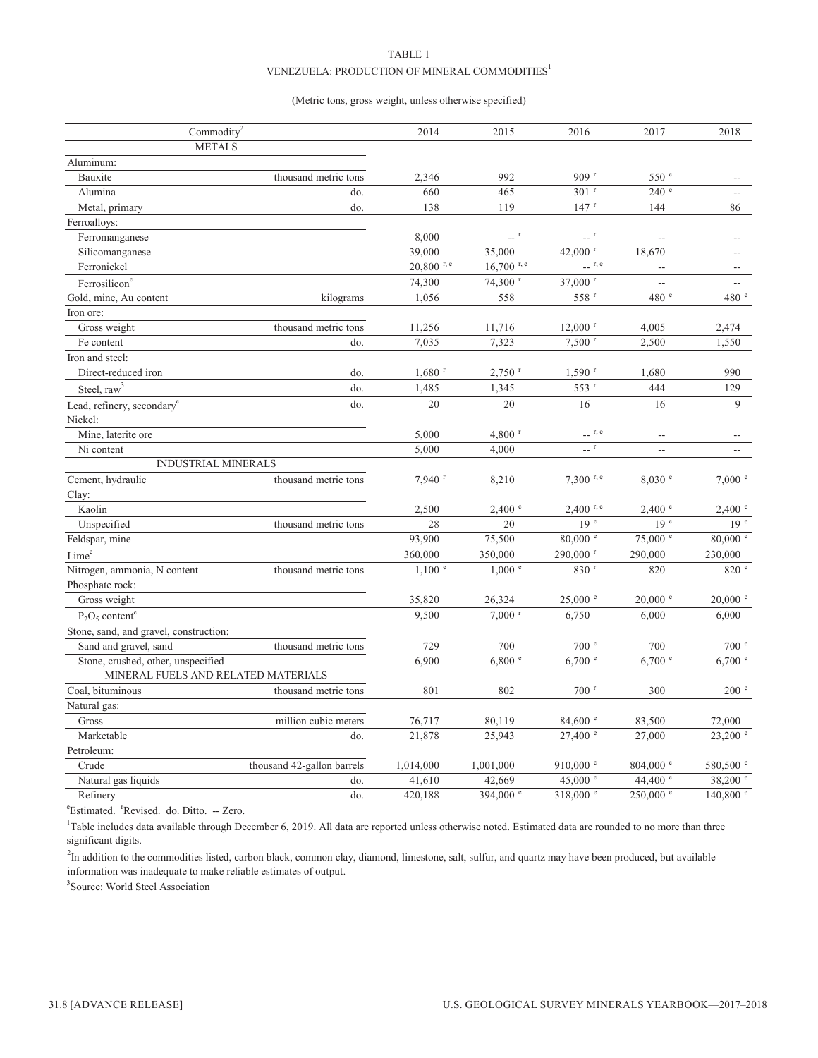TABLE 1

VENEZUELA: PRODUCTION OF MINERAL COMMODITIES[1]

(Metric tons, gross weight, unless otherwise specified)

| Commodity[2] | | 2014 | 2015 | 2016 | 2017 | 2018 |
|---|---|---|---|---|---|---|
| METALS | | | | | | |
| Aluminum: | | | | | | |
| Bauxite | thousand metric tons | 2,346 | 992 | 909 r | 550 e | -- |
| Alumina | do. | 660 | 465 | 301 r | 240 e | -- |
| Metal, primary | do. | 138 | 119 | 147 r | 144 | 86 |
| Ferroalloys: | | | | | | |
| Ferromanganese | | 8,000 | -- r | -- r | -- | -- |
| Silicomanganese | | 39,000 | 35,000 | 42,000 r | 18,670 | -- |
| Ferronickel | | 20,800 r, e | 16,700 r, e | -- r, e | -- | -- |
| Ferrosilicon[e] | | 74,300 | 74,300 r | 37,000 r | -- | -- |
| Gold, mine, Au content | kilograms | 1,056 | 558 | 558 r | 480 e | 480 e |
| Iron ore: | | | | | | |
| Gross weight | thousand metric tons | 11,256 | 11,716 | 12,000 r | 4,005 | 2,474 |
| Fe content | do. | 7,035 | 7,323 | 7,500 r | 2,500 | 1,550 |
| Iron and steel: | | | | | | |
| Direct-reduced iron | do. | 1,680 r | 2,750 r | 1,590 r | 1,680 | 990 |
| Steel, raw[3] | do. | 1,485 | 1,345 | 553 r | 444 | 129 |
| Lead, refinery, secondary[e] | do. | 20 | 20 | 16 | 16 | 9 |
| Nickel: | | | | | | |
| Mine, laterite ore | | 5,000 | 4,800 r | -- r, e | -- | -- |
| Ni content | | 5,000 | 4,000 | -- r | -- | -- |
| INDUSTRIAL MINERALS | | | | | | |
| Cement, hydraulic | thousand metric tons | 7,940 r | 8,210 | 7,300 r, e | 8,030 e | 7,000 e |
| Clay: | | | | | | |
| Kaolin | | 2,500 | 2,400 e | 2,400 r, e | 2,400 e | 2,400 e |
| Unspecified | thousand metric tons | 28 | 20 | 19 e | 19 e | 19 e |
| Feldspar, mine | | 93,900 | 75,500 | 80,000 e | 75,000 e | 80,000 e |
| Lime[e] | | 360,000 | 350,000 | 290,000 r | 290,000 | 230,000 |
| Nitrogen, ammonia, N content | thousand metric tons | 1,100 e | 1,000 e | 830 r | 820 | 820 e |
| Phosphate rock: | | | | | | |
| Gross weight | | 35,820 | 26,324 | 25,000 e | 20,000 e | 20,000 e |
| $P_2O_5$ content[e] | | 9,500 | 7,000 r | 6,750 | 6,000 | 6,000 |
| Stone, sand, and gravel, construction: | | | | | | |
| Sand and gravel, sand | thousand metric tons | 729 | 700 | 700 e | 700 | 700 e |
| Stone, crushed, other, unspecified | | 6,900 | 6,800 e | 6,700 e | 6,700 e | 6,700 e |
| MINERAL FUELS AND RELATED MATERIALS | | | | | | |
| Coal, bituminous | thousand metric tons | 801 | 802 | 700 r | 300 | 200 e |
| Natural gas: | | | | | | |
| Gross | million cubic meters | 76,717 | 80,119 | 84,600 e | 83,500 | 72,000 |
| Marketable | do. | 21,878 | 25,943 | 27,400 e | 27,000 | 23,200 e |
| Petroleum: | | | | | | |
| Crude | thousand 42-gallon barrels | 1,014,000 | 1,001,000 | 910,000 e | 804,000 e | 580,500 e |
| Natural gas liquids | do. | 41,610 | 42,669 | 45,000 e | 44,400 e | 38,200 e |
| Refinery | do. | 420,188 | 394,000 e | 318,000 e | 250,000 e | 140,800 e |

[e]Estimated. [r]Revised. do. Ditto. -- Zero.

[1]Table includes data available through December 6, 2019. All data are reported unless otherwise noted. Estimated data are rounded to no more than three significant digits.

[2]In addition to the commodities listed, carbon black, common clay, diamond, limestone, salt, sulfur, and quartz may have been produced, but available information was inadequate to make reliable estimates of output.

[3]Source: World Steel Association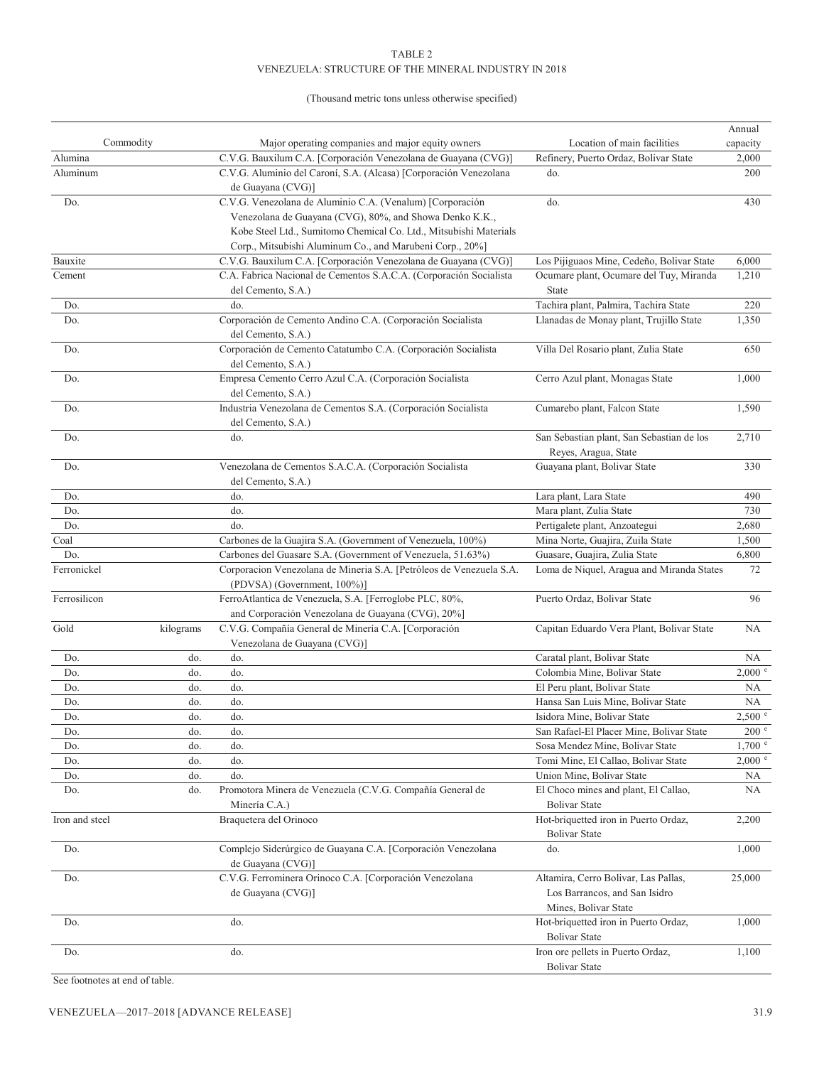TABLE 2

VENEZUELA: STRUCTURE OF THE MINERAL INDUSTRY IN 2018

(Thousand metric tons unless otherwise specified)

| Commodity | | Major operating companies and major equity owners | Location of main facilities | Annual capacity |
|---|---|---|---|---|
| Alumina | | C.V.G. Bauxilum C.A. [Corporación Venezolana de Guayana (CVG)] | Refinery, Puerto Ordaz, Bolivar State | 2,000 |
| Aluminum | | C.V.G. Aluminio del Caroní, S.A. (Alcasa) [Corporación Venezolana de Guayana (CVG)] | do. | 200 |
| Do. | | C.V.G. Venezolana de Aluminio C.A. (Venalum) [Corporación Venezolana de Guayana (CVG), 80%, and Showa Denko K.K., Kobe Steel Ltd., Sumitomo Chemical Co. Ltd., Mitsubishi Materials Corp., Mitsubishi Aluminum Co., and Marubeni Corp., 20%] | do. | 430 |
| Bauxite | | C.V.G. Bauxilum C.A. [Corporación Venezolana de Guayana (CVG)] | Los Pijiguaos Mine, Cedeño, Bolivar State | 6,000 |
| Cement | | C.A. Fabrica Nacional de Cementos S.A.C.A. (Corporación Socialista del Cemento, S.A.) | Ocumare plant, Ocumare del Tuy, Miranda State | 1,210 |
| Do. | | do. | Tachira plant, Palmira, Tachira State | 220 |
| Do. | | Corporación de Cemento Andino C.A. (Corporación Socialista del Cemento, S.A.) | Llanadas de Monay plant, Trujillo State | 1,350 |
| Do. | | Corporación de Cemento Catatumbo C.A. (Corporación Socialista del Cemento, S.A.) | Villa Del Rosario plant, Zulia State | 650 |
| Do. | | Empresa Cemento Cerro Azul C.A. (Corporación Socialista del Cemento, S.A.) | Cerro Azul plant, Monagas State | 1,000 |
| Do. | | Industria Venezolana de Cementos S.A. (Corporación Socialista del Cemento, S.A.) | Cumarebo plant, Falcon State | 1,590 |
| Do. | | do. | San Sebastian plant, San Sebastian de los Reyes, Aragua, State | 2,710 |
| Do. | | Venezolana de Cementos S.A.C.A. (Corporación Socialista del Cemento, S.A.) | Guayana plant, Bolivar State | 330 |
| Do. | | do. | Lara plant, Lara State | 490 |
| Do. | | do. | Mara plant, Zulia State | 730 |
| Do. | | do. | Pertigalete plant, Anzoategui | 2,680 |
| Coal | | Carbones de la Guajira S.A. (Government of Venezuela, 100%) | Mina Norte, Guajira, Zuila State | 1,500 |
| Do. | | Carbones del Guasare S.A. (Government of Venezuela, 51.63%) | Guasare, Guajira, Zulia State | 6,800 |
| Ferronickel | | Corporacion Venezolana de Mineria S.A. [Petróleos de Venezuela S.A. (PDVSA) (Government, 100%)] | Loma de Niquel, Aragua and Miranda States | 72 |
| Ferrosilicon | | FerroAtlantica de Venezuela, S.A. [Ferroglobe PLC, 80%, and Corporación Venezolana de Guayana (CVG), 20%] | Puerto Ordaz, Bolivar State | 96 |
| Gold | kilograms | C.V.G. Compañía General de Minería C.A. [Corporación Venezolana de Guayana (CVG)] | Capitan Eduardo Vera Plant, Bolivar State | NA |
| Do. | do. | do. | Caratal plant, Bolivar State | NA |
| Do. | do. | do. | Colombia Mine, Bolivar State | 2,000 [e] |
| Do. | do. | do. | El Peru plant, Bolivar State | NA |
| Do. | do. | do. | Hansa San Luis Mine, Bolivar State | NA |
| Do. | do. | do. | Isidora Mine, Bolivar State | 2,500 [e] |
| Do. | do. | do. | San Rafael-El Placer Mine, Bolivar State | 200 [e] |
| Do. | do. | do. | Sosa Mendez Mine, Bolivar State | 1,700 [e] |
| Do. | do. | do. | Tomi Mine, El Callao, Bolivar State | 2,000 [e] |
| Do. | do. | do. | Union Mine, Bolivar State | NA |
| Do. | do. | Promotora Minera de Venezuela (C.V.G. Compañía General de Minería C.A.) | El Choco mines and plant, El Callao, Bolivar State | NA |
| Iron and steel | | Braquetera del Orinoco | Hot-briquetted iron in Puerto Ordaz, Bolivar State | 2,200 |
| Do. | | Complejo Siderúrgico de Guayana C.A. [Corporación Venezolana de Guayana (CVG)] | do. | 1,000 |
| Do. | | C.V.G. Ferrominera Orinoco C.A. [Corporación Venezolana de Guayana (CVG)] | Altamira, Cerro Bolivar, Las Pallas, Los Barrancos, and San Isidro Mines, Bolivar State | 25,000 |
| Do. | | do. | Hot-briquetted iron in Puerto Ordaz, Bolivar State | 1,000 |
| Do. | | do. | Iron ore pellets in Puerto Ordaz, Bolivar State | 1,100 |

See footnotes at end of table.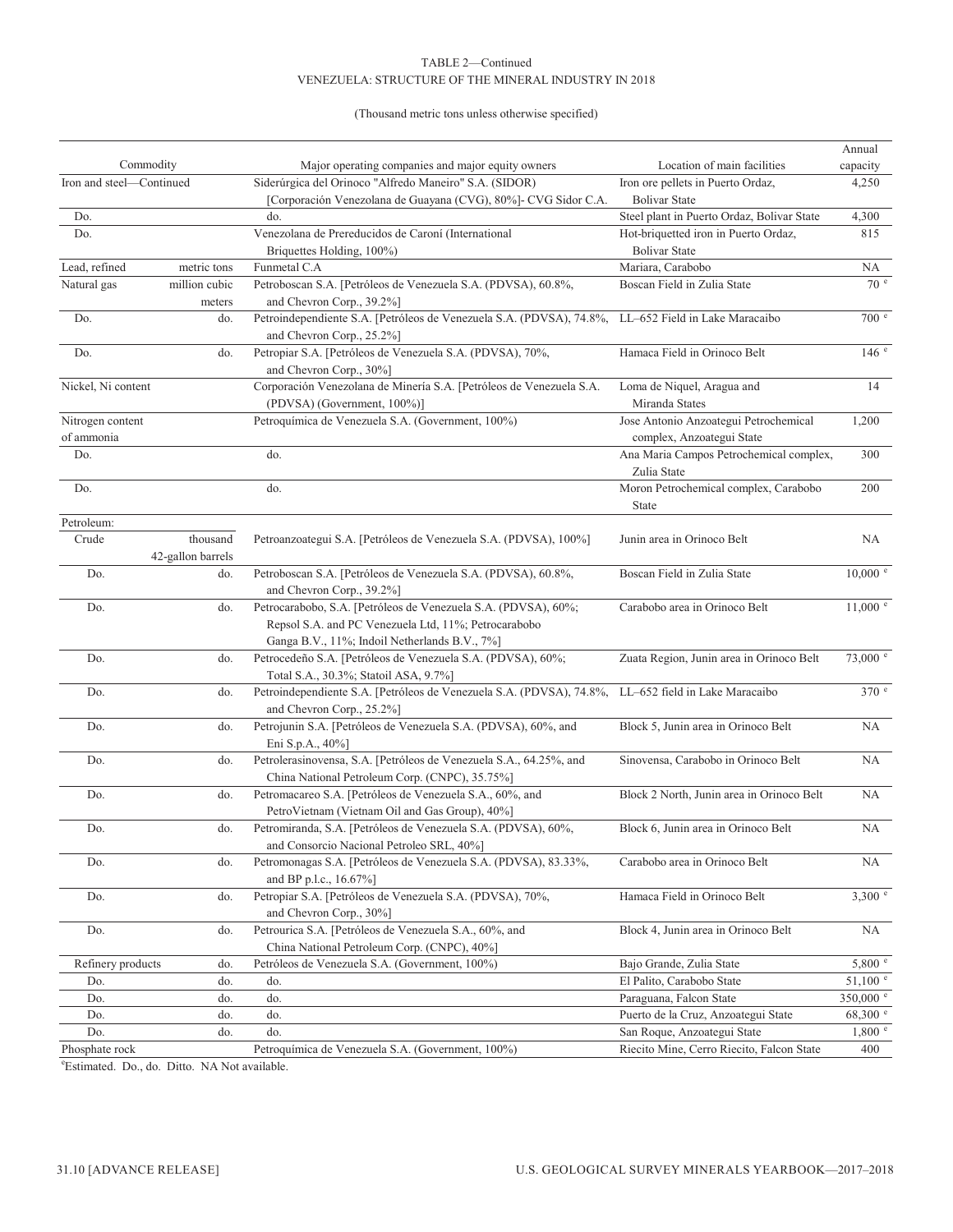TABLE 2—Continued

VENEZUELA: STRUCTURE OF THE MINERAL INDUSTRY IN 2018

(Thousand metric tons unless otherwise specified)

| Commodity | | Major operating companies and major equity owners | Location of main facilities | Annual capacity |
|---|---|---|---|---|
| Iron and steel—Continued | | Siderúrgica del Orinoco "Alfredo Maneiro" S.A. (SIDOR) [Corporación Venezolana de Guayana (CVG), 80%]- CVG Sidor C.A. | Iron ore pellets in Puerto Ordaz, Bolivar State | 4,250 |
| Do. | | do. | Steel plant in Puerto Ordaz, Bolivar State | 4,300 |
| Do. | | Venezolana de Prereducidos de Caroní (International Briquettes Holding, 100%) | Hot-briquetted iron in Puerto Ordaz, Bolivar State | 815 |
| Lead, refined | metric tons | Funmetal C.A | Mariara, Carabobo | NA |
| Natural gas | million cubic meters | Petroboscan S.A. [Petróleos de Venezuela S.A. (PDVSA), 60.8%, and Chevron Corp., 39.2%] | Boscan Field in Zulia State | 70 e |
| Do. | do. | Petroindependiente S.A. [Petróleos de Venezuela S.A. (PDVSA), 74.8%, and Chevron Corp., 25.2%] | LL–652 Field in Lake Maracaibo | 700 e |
| Do. | do. | Petropiar S.A. [Petróleos de Venezuela S.A. (PDVSA), 70%, and Chevron Corp., 30%] | Hamaca Field in Orinoco Belt | 146 e |
| Nickel, Ni content | | Corporación Venezolana de Minería S.A. [Petróleos de Venezuela S.A. (PDVSA) (Government, 100%)] | Loma de Niquel, Aragua and Miranda States | 14 |
| Nitrogen content of ammonia | | Petroquímica de Venezuela S.A. (Government, 100%) | Jose Antonio Anzoategui Petrochemical complex, Anzoategui State | 1,200 |
| Do. | | do. | Ana Maria Campos Petrochemical complex, Zulia State | 300 |
| Do. | | do. | Moron Petrochemical complex, Carabobo State | 200 |
| Petroleum: | | | | |
| Crude | thousand 42-gallon barrels | Petroanzoategui S.A. [Petróleos de Venezuela S.A. (PDVSA), 100%] | Junin area in Orinoco Belt | NA |
| Do. | do. | Petroboscan S.A. [Petróleos de Venezuela S.A. (PDVSA), 60.8%, and Chevron Corp., 39.2%] | Boscan Field in Zulia State | 10,000 e |
| Do. | do. | Petrocarabobo, S.A. [Petróleos de Venezuela S.A. (PDVSA), 60%; Repsol S.A. and PC Venezuela Ltd, 11%; Petrocarabobo Ganga B.V., 11%; Indoil Netherlands B.V., 7%] | Carabobo area in Orinoco Belt | 11,000 e |
| Do. | do. | Petrocedeño S.A. [Petróleos de Venezuela S.A. (PDVSA), 60%; Total S.A., 30.3%; Statoil ASA, 9.7%] | Zuata Region, Junin area in Orinoco Belt | 73,000 e |
| Do. | do. | Petroindependiente S.A. [Petróleos de Venezuela S.A. (PDVSA), 74.8%, and Chevron Corp., 25.2%] | LL–652 field in Lake Maracaibo | 370 e |
| Do. | do. | Petrojunin S.A. [Petróleos de Venezuela S.A. (PDVSA), 60%, and Eni S.p.A., 40%] | Block 5, Junin area in Orinoco Belt | NA |
| Do. | do. | Petrolerasinovensa, S.A. [Petróleos de Venezuela S.A., 64.25%, and China National Petroleum Corp. (CNPC), 35.75%] | Sinovensa, Carabobo in Orinoco Belt | NA |
| Do. | do. | Petromacareo S.A. [Petróleos de Venezuela S.A., 60%, and PetroVietnam (Vietnam Oil and Gas Group), 40%] | Block 2 North, Junin area in Orinoco Belt | NA |
| Do. | do. | Petromiranda, S.A. [Petróleos de Venezuela S.A. (PDVSA), 60%, and Consorcio Nacional Petroleo SRL, 40%] | Block 6, Junin area in Orinoco Belt | NA |
| Do. | do. | Petromonagas S.A. [Petróleos de Venezuela S.A. (PDVSA), 83.33%, and BP p.l.c., 16.67%] | Carabobo area in Orinoco Belt | NA |
| Do. | do. | Petropiar S.A. [Petróleos de Venezuela S.A. (PDVSA), 70%, and Chevron Corp., 30%] | Hamaca Field in Orinoco Belt | 3,300 e |
| Do. | do. | Petrourica S.A. [Petróleos de Venezuela S.A., 60%, and China National Petroleum Corp. (CNPC), 40%] | Block 4, Junin area in Orinoco Belt | NA |
| Refinery products | do. | Petróleos de Venezuela S.A. (Government, 100%) | Bajo Grande, Zulia State | 5,800 e |
| Do. | do. | do. | El Palito, Carabobo State | 51,100 e |
| Do. | do. | do. | Paraguana, Falcon State | 350,000 e |
| Do. | do. | do. | Puerto de la Cruz, Anzoategui State | 68,300 e |
| Do. | do. | do. | San Roque, Anzoategui State | 1,800 e |
| Phosphate rock | | Petroquímica de Venezuela S.A. (Government, 100%) | Riecito Mine, Cerro Riecito, Falcon State | 400 |

eEstimated. Do., do. Ditto. NA Not available.